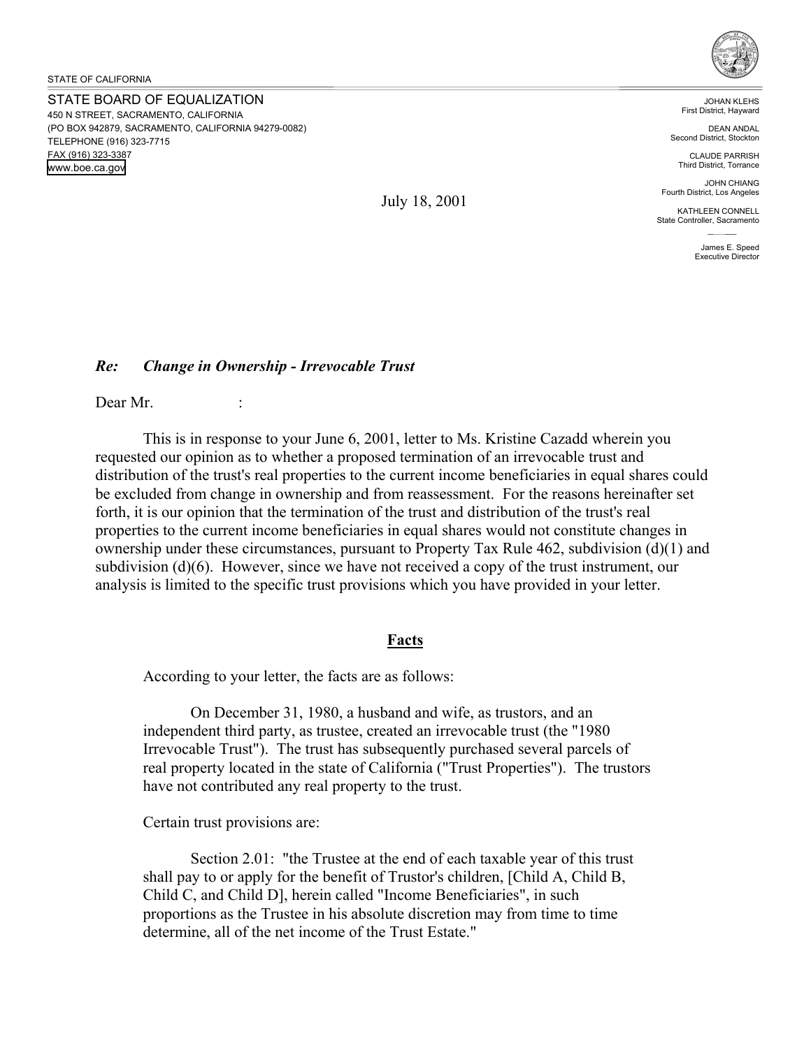STATE OF CALIFORNIA

STATE BOARD OF EQUALIZATION
450 N STREET, SACRAMENTO, CALIFORNIA
(PO BOX 942879, SACRAMENTO, CALIFORNIA 94279-0082)
TELEPHONE (916) 323-7715
FAX (916) 323-3387
www.boe.ca.gov

JOHAN KLEHS
First District, Hayward

DEAN ANDAL
Second District, Stockton

CLAUDE PARRISH
Third District, Torrance

JOHN CHIANG
Fourth District, Los Angeles

KATHLEEN CONNELL
State Controller, Sacramento

James E. Speed
Executive Director

July 18, 2001

***Re: Change in Ownership - Irrevocable Trust***

Dear Mr. :

This is in response to your June 6, 2001, letter to Ms. Kristine Cazadd wherein you requested our opinion as to whether a proposed termination of an irrevocable trust and distribution of the trust's real properties to the current income beneficiaries in equal shares could be excluded from change in ownership and from reassessment. For the reasons hereinafter set forth, it is our opinion that the termination of the trust and distribution of the trust's real properties to the current income beneficiaries in equal shares would not constitute changes in ownership under these circumstances, pursuant to Property Tax Rule 462, subdivision (d)(1) and subdivision (d)(6). However, since we have not received a copy of the trust instrument, our analysis is limited to the specific trust provisions which you have provided in your letter.

## Facts

According to your letter, the facts are as follows:

> On December 31, 1980, a husband and wife, as trustors, and an independent third party, as trustee, created an irrevocable trust (the "1980 Irrevocable Trust"). The trust has subsequently purchased several parcels of real property located in the state of California ("Trust Properties"). The trustors have not contributed any real property to the trust.
>
> Certain trust provisions are:
>
> Section 2.01: "the Trustee at the end of each taxable year of this trust shall pay to or apply for the benefit of Trustor's children, [Child A, Child B, Child C, and Child D], herein called "Income Beneficiaries", in such proportions as the Trustee in his absolute discretion may from time to time determine, all of the net income of the Trust Estate."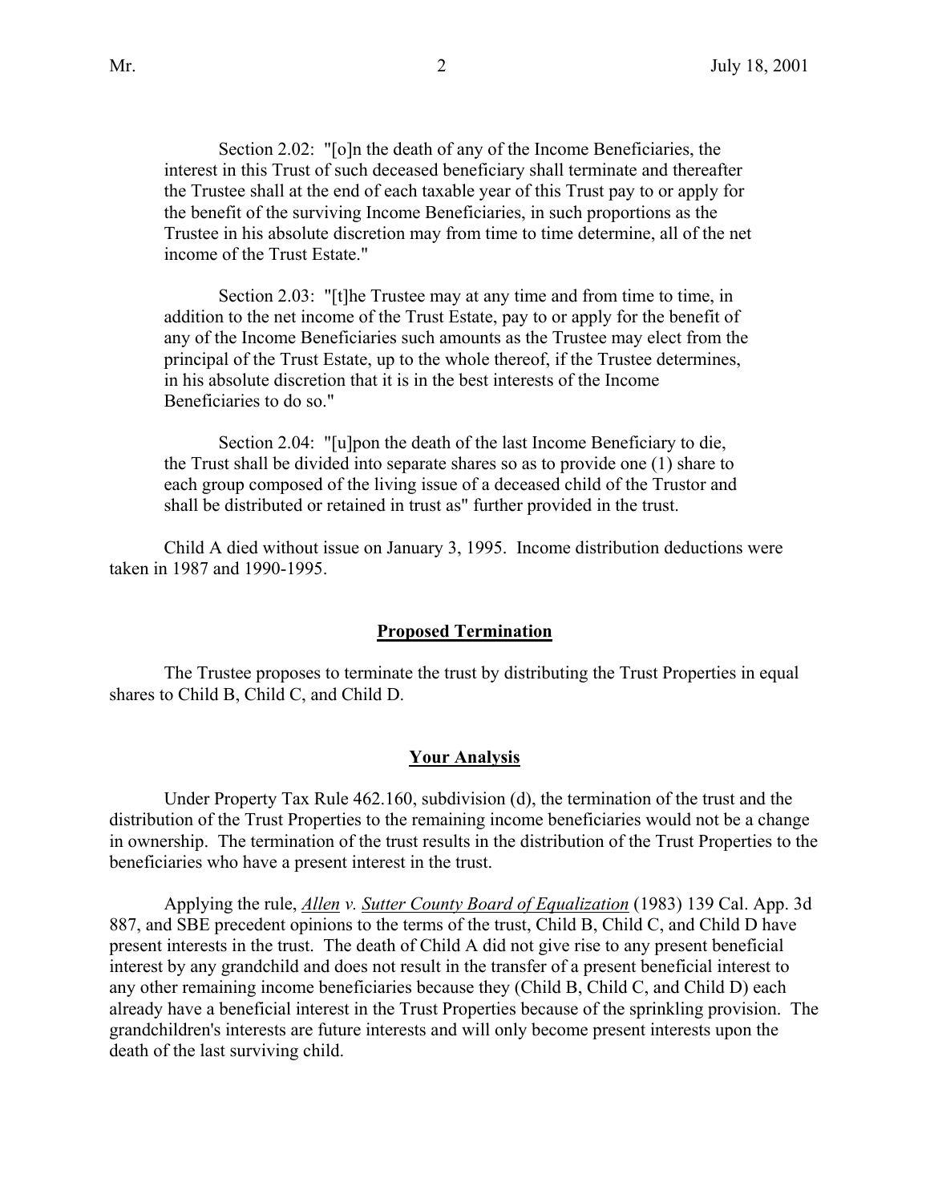Section 2.02: "[o]n the death of any of the Income Beneficiaries, the interest in this Trust of such deceased beneficiary shall terminate and thereafter the Trustee shall at the end of each taxable year of this Trust pay to or apply for the benefit of the surviving Income Beneficiaries, in such proportions as the Trustee in his absolute discretion may from time to time determine, all of the net income of the Trust Estate."

Section 2.03: "[t]he Trustee may at any time and from time to time, in addition to the net income of the Trust Estate, pay to or apply for the benefit of any of the Income Beneficiaries such amounts as the Trustee may elect from the principal of the Trust Estate, up to the whole thereof, if the Trustee determines, in his absolute discretion that it is in the best interests of the Income Beneficiaries to do so."

Section 2.04: "[u]pon the death of the last Income Beneficiary to die, the Trust shall be divided into separate shares so as to provide one (1) share to each group composed of the living issue of a deceased child of the Trustor and shall be distributed or retained in trust as" further provided in the trust.

Child A died without issue on January 3, 1995. Income distribution deductions were taken in 1987 and 1990-1995.

## Proposed Termination

The Trustee proposes to terminate the trust by distributing the Trust Properties in equal shares to Child B, Child C, and Child D.

## Your Analysis

Under Property Tax Rule 462.160, subdivision (d), the termination of the trust and the distribution of the Trust Properties to the remaining income beneficiaries would not be a change in ownership. The termination of the trust results in the distribution of the Trust Properties to the beneficiaries who have a present interest in the trust.

Applying the rule, *Allen v. Sutter County Board of Equalization* (1983) 139 Cal. App. 3d 887, and SBE precedent opinions to the terms of the trust, Child B, Child C, and Child D have present interests in the trust. The death of Child A did not give rise to any present beneficial interest by any grandchild and does not result in the transfer of a present beneficial interest to any other remaining income beneficiaries because they (Child B, Child C, and Child D) each already have a beneficial interest in the Trust Properties because of the sprinkling provision. The grandchildren's interests are future interests and will only become present interests upon the death of the last surviving child.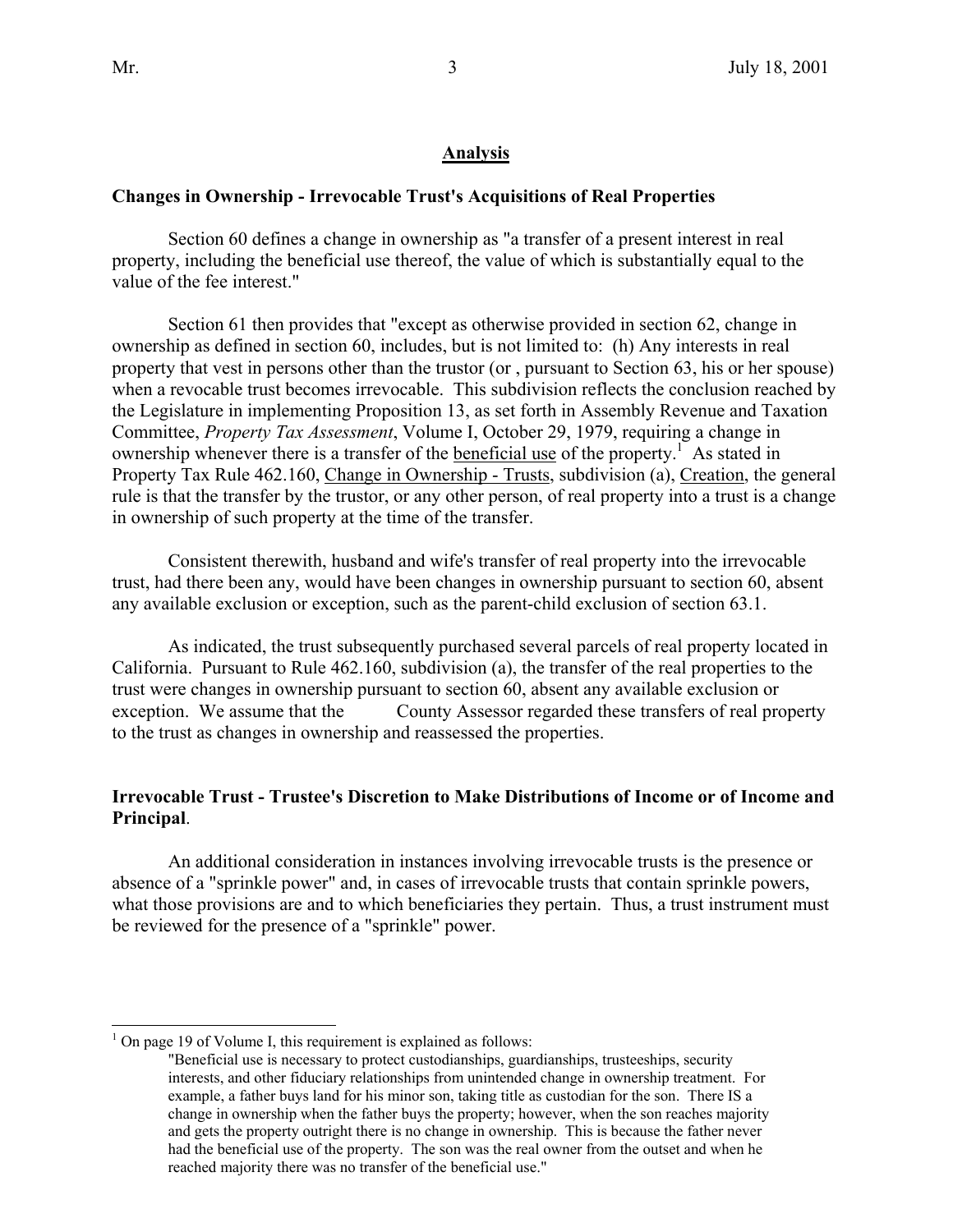## Analysis

### Changes in Ownership - Irrevocable Trust's Acquisitions of Real Properties

Section 60 defines a change in ownership as "a transfer of a present interest in real property, including the beneficial use thereof, the value of which is substantially equal to the value of the fee interest."

Section 61 then provides that "except as otherwise provided in section 62, change in ownership as defined in section 60, includes, but is not limited to: (h) Any interests in real property that vest in persons other than the trustor (or , pursuant to Section 63, his or her spouse) when a revocable trust becomes irrevocable. This subdivision reflects the conclusion reached by the Legislature in implementing Proposition 13, as set forth in Assembly Revenue and Taxation Committee, *Property Tax Assessment*, Volume I, October 29, 1979, requiring a change in ownership whenever there is a transfer of the <u>beneficial use</u> of the property.[1] As stated in Property Tax Rule 462.160, <u>Change in Ownership - Trusts</u>, subdivision (a), <u>Creation</u>, the general rule is that the transfer by the trustor, or any other person, of real property into a trust is a change in ownership of such property at the time of the transfer.

Consistent therewith, husband and wife's transfer of real property into the irrevocable trust, had there been any, would have been changes in ownership pursuant to section 60, absent any available exclusion or exception, such as the parent-child exclusion of section 63.1.

As indicated, the trust subsequently purchased several parcels of real property located in California. Pursuant to Rule 462.160, subdivision (a), the transfer of the real properties to the trust were changes in ownership pursuant to section 60, absent any available exclusion or exception. We assume that the County Assessor regarded these transfers of real property to the trust as changes in ownership and reassessed the properties.

### Irrevocable Trust - Trustee's Discretion to Make Distributions of Income or of Income and Principal.

An additional consideration in instances involving irrevocable trusts is the presence or absence of a "sprinkle power" and, in cases of irrevocable trusts that contain sprinkle powers, what those provisions are and to which beneficiaries they pertain. Thus, a trust instrument must be reviewed for the presence of a "sprinkle" power.

---

[1] On page 19 of Volume I, this requirement is explained as follows:

> "Beneficial use is necessary to protect custodianships, guardianships, trusteeships, security interests, and other fiduciary relationships from unintended change in ownership treatment. For example, a father buys land for his minor son, taking title as custodian for the son. There IS a change in ownership when the father buys the property; however, when the son reaches majority and gets the property outright there is no change in ownership. This is because the father never had the beneficial use of the property. The son was the real owner from the outset and when he reached majority there was no transfer of the beneficial use."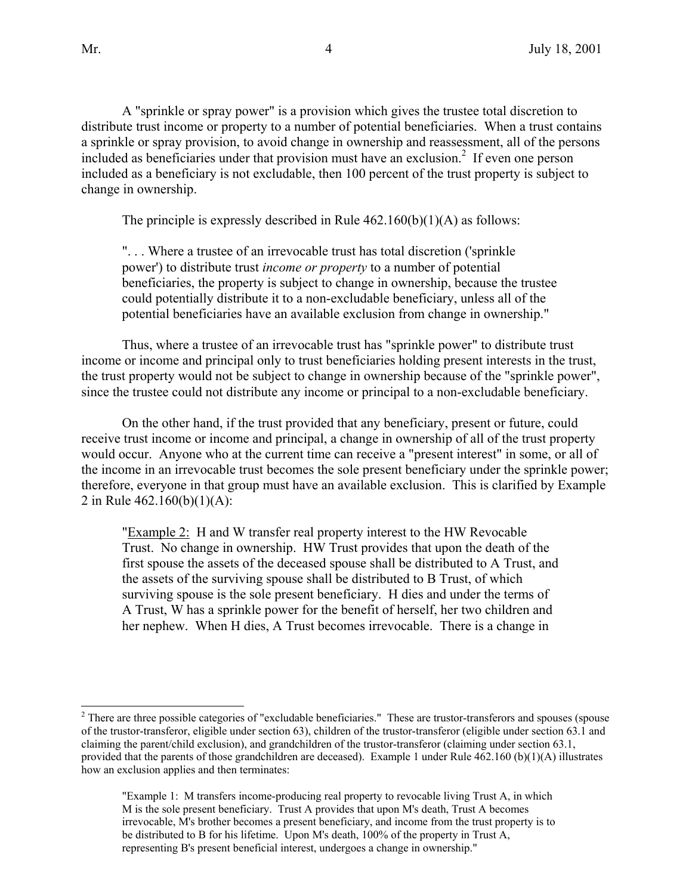A "sprinkle or spray power" is a provision which gives the trustee total discretion to distribute trust income or property to a number of potential beneficiaries. When a trust contains a sprinkle or spray provision, to avoid change in ownership and reassessment, all of the persons included as beneficiaries under that provision must have an exclusion.[2] If even one person included as a beneficiary is not excludable, then 100 percent of the trust property is subject to change in ownership.

The principle is expressly described in Rule 462.160(b)(1)(A) as follows:

> ". . . Where a trustee of an irrevocable trust has total discretion ('sprinkle power') to distribute trust *income or property* to a number of potential beneficiaries, the property is subject to change in ownership, because the trustee could potentially distribute it to a non-excludable beneficiary, unless all of the potential beneficiaries have an available exclusion from change in ownership."

Thus, where a trustee of an irrevocable trust has "sprinkle power" to distribute trust income or income and principal only to trust beneficiaries holding present interests in the trust, the trust property would not be subject to change in ownership because of the "sprinkle power", since the trustee could not distribute any income or principal to a non-excludable beneficiary.

On the other hand, if the trust provided that any beneficiary, present or future, could receive trust income or income and principal, a change in ownership of all of the trust property would occur. Anyone who at the current time can receive a "present interest" in some, or all of the income in an irrevocable trust becomes the sole present beneficiary under the sprinkle power; therefore, everyone in that group must have an available exclusion. This is clarified by Example 2 in Rule 462.160(b)(1)(A):

> "Example 2: H and W transfer real property interest to the HW Revocable Trust. No change in ownership. HW Trust provides that upon the death of the first spouse the assets of the deceased spouse shall be distributed to A Trust, and the assets of the surviving spouse shall be distributed to B Trust, of which surviving spouse is the sole present beneficiary. H dies and under the terms of A Trust, W has a sprinkle power for the benefit of herself, her two children and her nephew. When H dies, A Trust becomes irrevocable. There is a change in

---

[2] There are three possible categories of "excludable beneficiaries." These are trustor-transferors and spouses (spouse of the trustor-transferor, eligible under section 63), children of the trustor-transferor (eligible under section 63.1 and claiming the parent/child exclusion), and grandchildren of the trustor-transferor (claiming under section 63.1, provided that the parents of those grandchildren are deceased). Example 1 under Rule 462.160 (b)(1)(A) illustrates how an exclusion applies and then terminates:

> "Example 1: M transfers income-producing real property to revocable living Trust A, in which M is the sole present beneficiary. Trust A provides that upon M's death, Trust A becomes irrevocable, M's brother becomes a present beneficiary, and income from the trust property is to be distributed to B for his lifetime. Upon M's death, 100% of the property in Trust A, representing B's present beneficial interest, undergoes a change in ownership."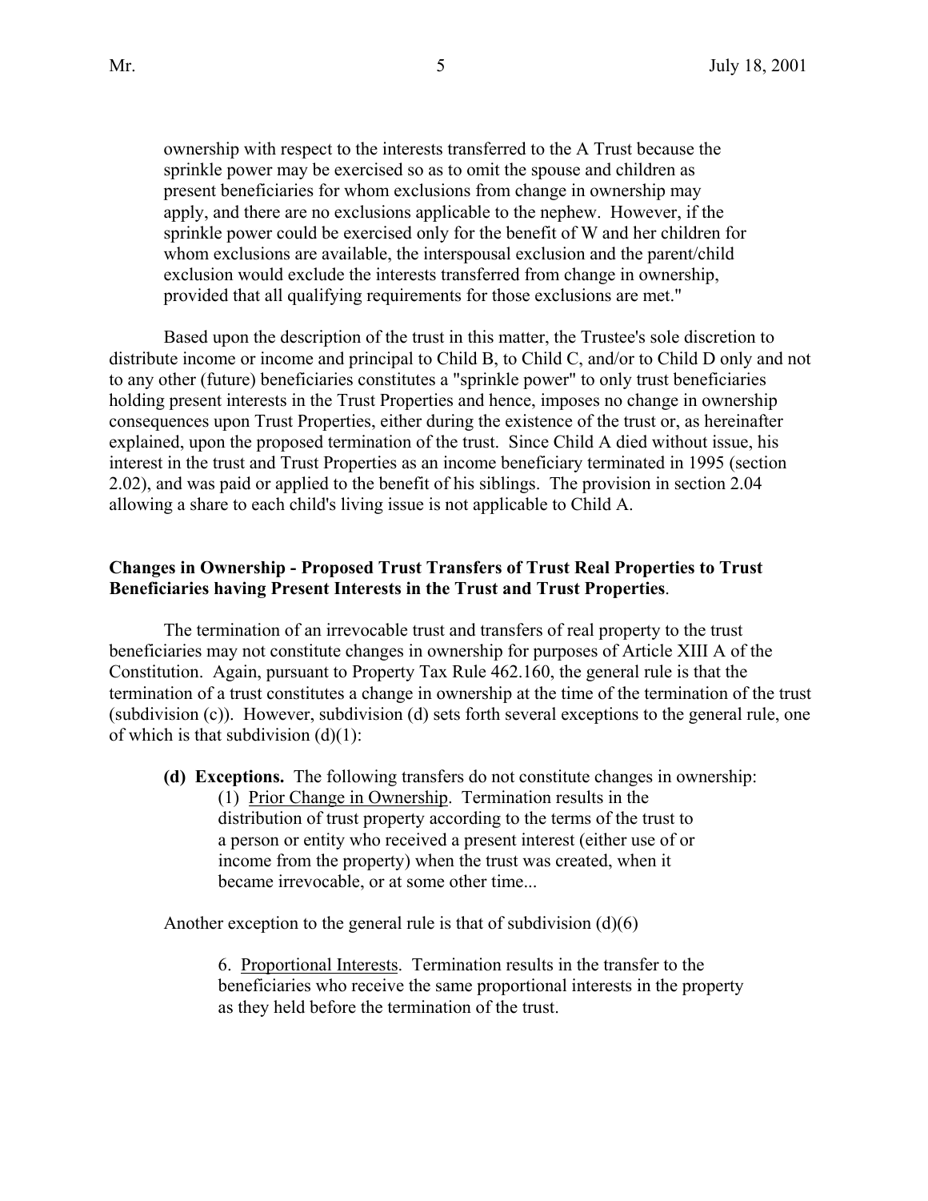> ownership with respect to the interests transferred to the A Trust because the sprinkle power may be exercised so as to omit the spouse and children as present beneficiaries for whom exclusions from change in ownership may apply, and there are no exclusions applicable to the nephew. However, if the sprinkle power could be exercised only for the benefit of W and her children for whom exclusions are available, the interspousal exclusion and the parent/child exclusion would exclude the interests transferred from change in ownership, provided that all qualifying requirements for those exclusions are met."

Based upon the description of the trust in this matter, the Trustee's sole discretion to distribute income or income and principal to Child B, to Child C, and/or to Child D only and not to any other (future) beneficiaries constitutes a "sprinkle power" to only trust beneficiaries holding present interests in the Trust Properties and hence, imposes no change in ownership consequences upon Trust Properties, either during the existence of the trust or, as hereinafter explained, upon the proposed termination of the trust. Since Child A died without issue, his interest in the trust and Trust Properties as an income beneficiary terminated in 1995 (section 2.02), and was paid or applied to the benefit of his siblings. The provision in section 2.04 allowing a share to each child's living issue is not applicable to Child A.

**Changes in Ownership - Proposed Trust Transfers of Trust Real Properties to Trust Beneficiaries having Present Interests in the Trust and Trust Properties**.

The termination of an irrevocable trust and transfers of real property to the trust beneficiaries may not constitute changes in ownership for purposes of Article XIII A of the Constitution. Again, pursuant to Property Tax Rule 462.160, the general rule is that the termination of a trust constitutes a change in ownership at the time of the termination of the trust (subdivision (c)). However, subdivision (d) sets forth several exceptions to the general rule, one of which is that subdivision (d)(1):

> **(d) Exceptions.** The following transfers do not constitute changes in ownership:
>
> (1) <u>Prior Change in Ownership</u>. Termination results in the distribution of trust property according to the terms of the trust to a person or entity who received a present interest (either use of or income from the property) when the trust was created, when it became irrevocable, or at some other time...

Another exception to the general rule is that of subdivision (d)(6)

> 6. <u>Proportional Interests</u>. Termination results in the transfer to the beneficiaries who receive the same proportional interests in the property as they held before the termination of the trust.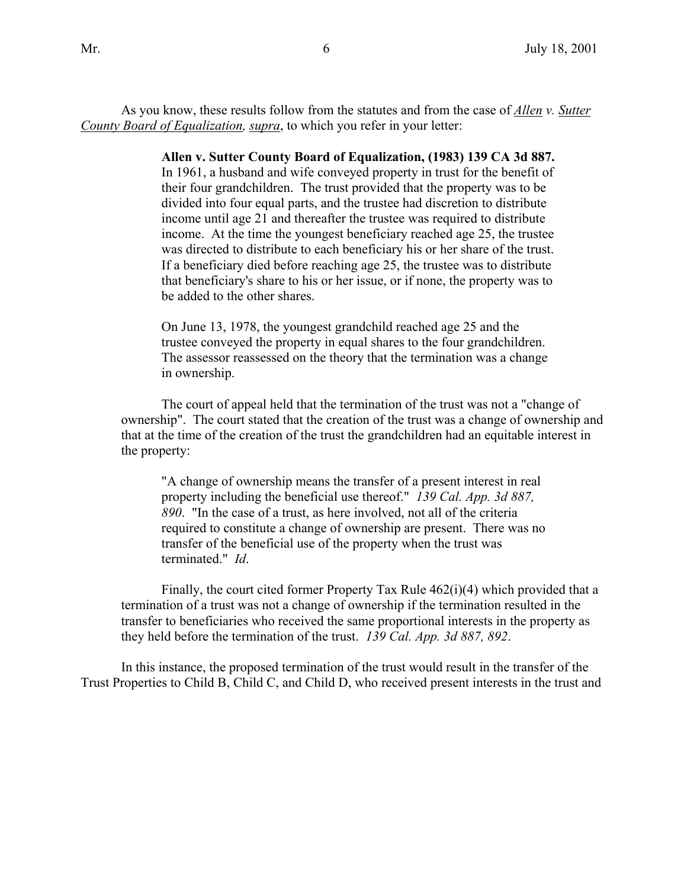As you know, these results follow from the statutes and from the case of _Allen_ *v.* _Sutter County Board of Equalization_*,* _supra_, to which you refer in your letter:

> **Allen v. Sutter County Board of Equalization, (1983) 139 CA 3d 887.** In 1961, a husband and wife conveyed property in trust for the benefit of their four grandchildren. The trust provided that the property was to be divided into four equal parts, and the trustee had discretion to distribute income until age 21 and thereafter the trustee was required to distribute income. At the time the youngest beneficiary reached age 25, the trustee was directed to distribute to each beneficiary his or her share of the trust. If a beneficiary died before reaching age 25, the trustee was to distribute that beneficiary's share to his or her issue, or if none, the property was to be added to the other shares.
>
> On June 13, 1978, the youngest grandchild reached age 25 and the trustee conveyed the property in equal shares to the four grandchildren. The assessor reassessed on the theory that the termination was a change in ownership.
>
> The court of appeal held that the termination of the trust was not a "change of ownership". The court stated that the creation of the trust was a change of ownership and that at the time of the creation of the trust the grandchildren had an equitable interest in the property:
>
> > "A change of ownership means the transfer of a present interest in real property including the beneficial use thereof." *139 Cal. App. 3d 887, 890*. "In the case of a trust, as here involved, not all of the criteria required to constitute a change of ownership are present. There was no transfer of the beneficial use of the property when the trust was terminated." *Id*.
>
> Finally, the court cited former Property Tax Rule 462(i)(4) which provided that a termination of a trust was not a change of ownership if the termination resulted in the transfer to beneficiaries who received the same proportional interests in the property as they held before the termination of the trust. *139 Cal. App. 3d 887, 892*.

In this instance, the proposed termination of the trust would result in the transfer of the Trust Properties to Child B, Child C, and Child D, who received present interests in the trust and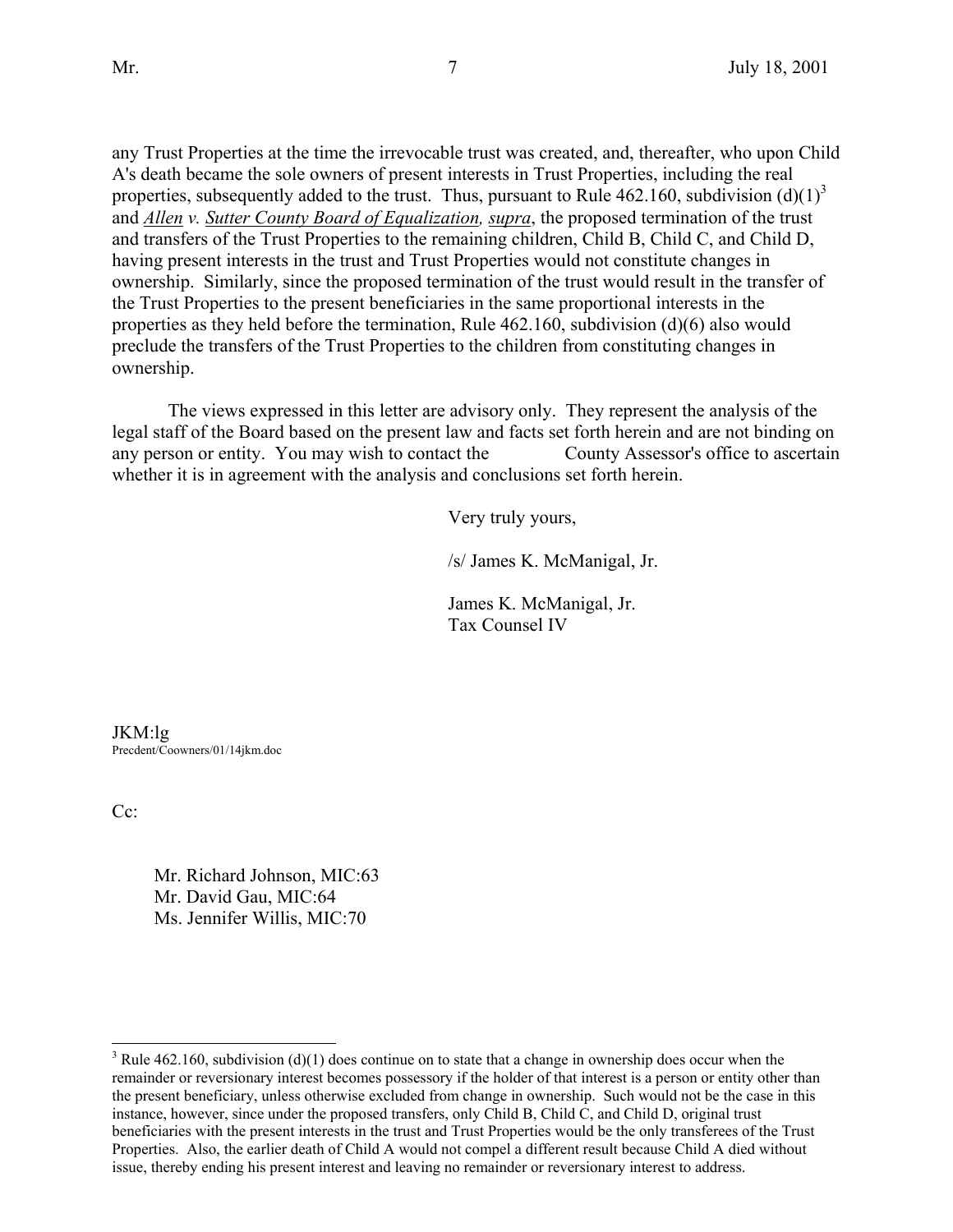any Trust Properties at the time the irrevocable trust was created, and, thereafter, who upon Child A's death became the sole owners of present interests in Trust Properties, including the real properties, subsequently added to the trust. Thus, pursuant to Rule 462.160, subdivision (d)(1)[3] and *Allen v. Sutter County Board of Equalization, supra*, the proposed termination of the trust and transfers of the Trust Properties to the remaining children, Child B, Child C, and Child D, having present interests in the trust and Trust Properties would not constitute changes in ownership. Similarly, since the proposed termination of the trust would result in the transfer of the Trust Properties to the present beneficiaries in the same proportional interests in the properties as they held before the termination, Rule 462.160, subdivision (d)(6) also would preclude the transfers of the Trust Properties to the children from constituting changes in ownership.

The views expressed in this letter are advisory only. They represent the analysis of the legal staff of the Board based on the present law and facts set forth herein and are not binding on any person or entity. You may wish to contact the County Assessor's office to ascertain whether it is in agreement with the analysis and conclusions set forth herein.

Very truly yours,

/s/ James K. McManigal, Jr.

James K. McManigal, Jr.
Tax Counsel IV

JKM:lg
Precdent/Coowners/01/14jkm.doc

Cc:

Mr. Richard Johnson, MIC:63
Mr. David Gau, MIC:64
Ms. Jennifer Willis, MIC:70

---

[3] Rule 462.160, subdivision (d)(1) does continue on to state that a change in ownership does occur when the remainder or reversionary interest becomes possessory if the holder of that interest is a person or entity other than the present beneficiary, unless otherwise excluded from change in ownership. Such would not be the case in this instance, however, since under the proposed transfers, only Child B, Child C, and Child D, original trust beneficiaries with the present interests in the trust and Trust Properties would be the only transferees of the Trust Properties. Also, the earlier death of Child A would not compel a different result because Child A died without issue, thereby ending his present interest and leaving no remainder or reversionary interest to address.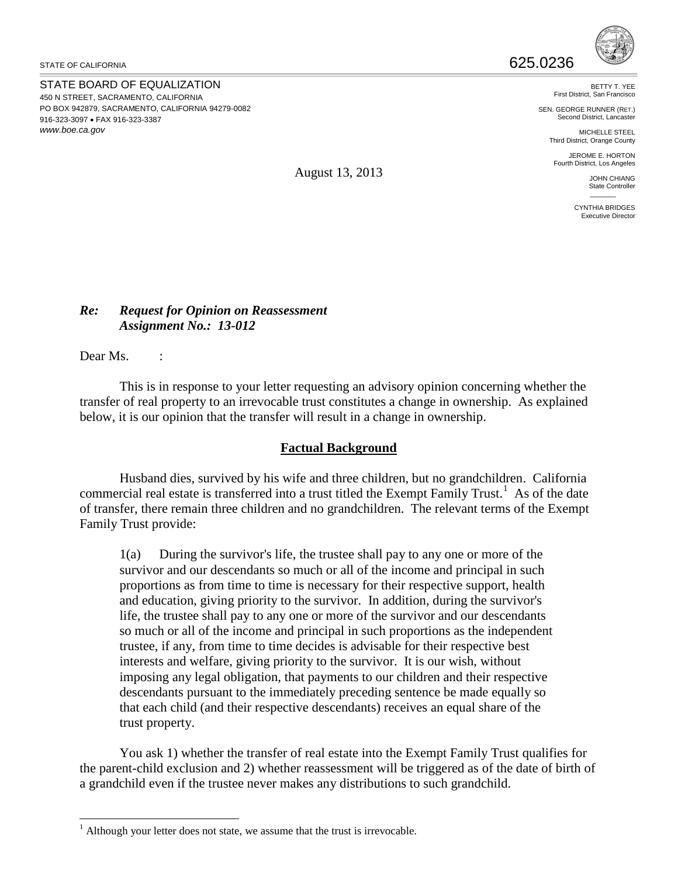STATE OF CALIFORNIA

625.0236

STATE BOARD OF EQUALIZATION
450 N STREET, SACRAMENTO, CALIFORNIA
PO BOX 942879, SACRAMENTO, CALIFORNIA 94279-0082
916-323-3097 • FAX 916-323-3387
www.boe.ca.gov

BETTY T. YEE
First District, San Francisco

SEN. GEORGE RUNNER (RET.)
Second District, Lancaster

MICHELLE STEEL
Third District, Orange County

JEROME E. HORTON
Fourth District, Los Angeles

JOHN CHIANG
State Controller

CYNTHIA BRIDGES
Executive Director

August 13, 2013

***Re: Request for Opinion on Reassessment***
***Assignment No.: 13-012***

Dear Ms. :

This is in response to your letter requesting an advisory opinion concerning whether the transfer of real property to an irrevocable trust constitutes a change in ownership. As explained below, it is our opinion that the transfer will result in a change in ownership.

## Factual Background

Husband dies, survived by his wife and three children, but no grandchildren. California commercial real estate is transferred into a trust titled the Exempt Family Trust.[1] As of the date of transfer, there remain three children and no grandchildren. The relevant terms of the Exempt Family Trust provide:

> 1(a) During the survivor's life, the trustee shall pay to any one or more of the survivor and our descendants so much or all of the income and principal in such proportions as from time to time is necessary for their respective support, health and education, giving priority to the survivor. In addition, during the survivor's life, the trustee shall pay to any one or more of the survivor and our descendants so much or all of the income and principal in such proportions as the independent trustee, if any, from time to time decides is advisable for their respective best interests and welfare, giving priority to the survivor. It is our wish, without imposing any legal obligation, that payments to our children and their respective descendants pursuant to the immediately preceding sentence be made equally so that each child (and their respective descendants) receives an equal share of the trust property.

You ask 1) whether the transfer of real estate into the Exempt Family Trust qualifies for the parent-child exclusion and 2) whether reassessment will be triggered as of the date of birth of a grandchild even if the trustee never makes any distributions to such grandchild.

---

[1] Although your letter does not state, we assume that the trust is irrevocable.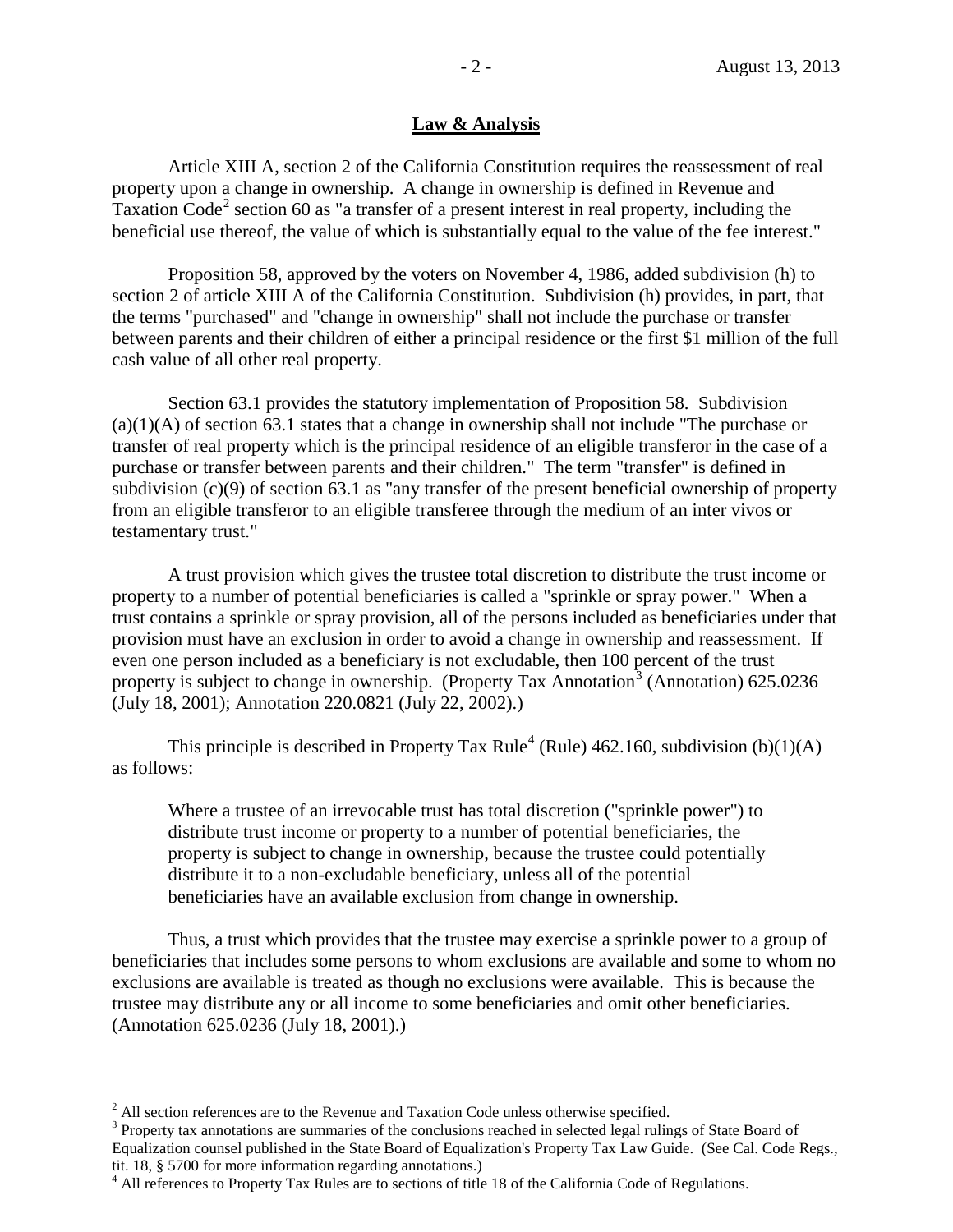## Law & Analysis

Article XIII A, section 2 of the California Constitution requires the reassessment of real property upon a change in ownership. A change in ownership is defined in Revenue and Taxation Code[2] section 60 as "a transfer of a present interest in real property, including the beneficial use thereof, the value of which is substantially equal to the value of the fee interest."

Proposition 58, approved by the voters on November 4, 1986, added subdivision (h) to section 2 of article XIII A of the California Constitution. Subdivision (h) provides, in part, that the terms "purchased" and "change in ownership" shall not include the purchase or transfer between parents and their children of either a principal residence or the first $1 million of the full cash value of all other real property.

Section 63.1 provides the statutory implementation of Proposition 58. Subdivision (a)(1)(A) of section 63.1 states that a change in ownership shall not include "The purchase or transfer of real property which is the principal residence of an eligible transferor in the case of a purchase or transfer between parents and their children." The term "transfer" is defined in subdivision (c)(9) of section 63.1 as "any transfer of the present beneficial ownership of property from an eligible transferor to an eligible transferee through the medium of an inter vivos or testamentary trust."

A trust provision which gives the trustee total discretion to distribute the trust income or property to a number of potential beneficiaries is called a "sprinkle or spray power." When a trust contains a sprinkle or spray provision, all of the persons included as beneficiaries under that provision must have an exclusion in order to avoid a change in ownership and reassessment. If even one person included as a beneficiary is not excludable, then 100 percent of the trust property is subject to change in ownership. (Property Tax Annotation[3] (Annotation) 625.0236 (July 18, 2001); Annotation 220.0821 (July 22, 2002).)

This principle is described in Property Tax Rule[4] (Rule) 462.160, subdivision (b)(1)(A) as follows:

> Where a trustee of an irrevocable trust has total discretion ("sprinkle power") to distribute trust income or property to a number of potential beneficiaries, the property is subject to change in ownership, because the trustee could potentially distribute it to a non-excludable beneficiary, unless all of the potential beneficiaries have an available exclusion from change in ownership.

Thus, a trust which provides that the trustee may exercise a sprinkle power to a group of beneficiaries that includes some persons to whom exclusions are available and some to whom no exclusions are available is treated as though no exclusions were available. This is because the trustee may distribute any or all income to some beneficiaries and omit other beneficiaries. (Annotation 625.0236 (July 18, 2001).)

---

[2] All section references are to the Revenue and Taxation Code unless otherwise specified.

[3] Property tax annotations are summaries of the conclusions reached in selected legal rulings of State Board of Equalization counsel published in the State Board of Equalization's Property Tax Law Guide. (See Cal. Code Regs., tit. 18, § 5700 for more information regarding annotations.)

[4] All references to Property Tax Rules are to sections of title 18 of the California Code of Regulations.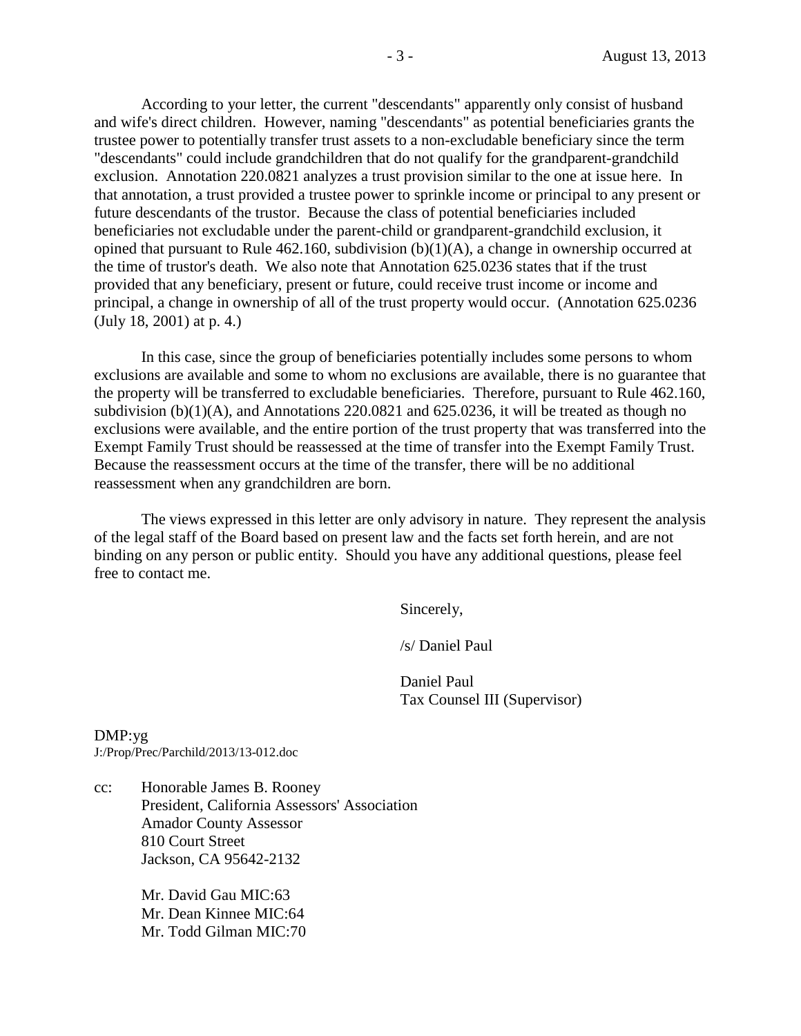According to your letter, the current "descendants" apparently only consist of husband and wife's direct children. However, naming "descendants" as potential beneficiaries grants the trustee power to potentially transfer trust assets to a non-excludable beneficiary since the term "descendants" could include grandchildren that do not qualify for the grandparent-grandchild exclusion. Annotation 220.0821 analyzes a trust provision similar to the one at issue here. In that annotation, a trust provided a trustee power to sprinkle income or principal to any present or future descendants of the trustor. Because the class of potential beneficiaries included beneficiaries not excludable under the parent-child or grandparent-grandchild exclusion, it opined that pursuant to Rule 462.160, subdivision (b)(1)(A), a change in ownership occurred at the time of trustor's death. We also note that Annotation 625.0236 states that if the trust provided that any beneficiary, present or future, could receive trust income or income and principal, a change in ownership of all of the trust property would occur. (Annotation 625.0236 (July 18, 2001) at p. 4.)

In this case, since the group of beneficiaries potentially includes some persons to whom exclusions are available and some to whom no exclusions are available, there is no guarantee that the property will be transferred to excludable beneficiaries. Therefore, pursuant to Rule 462.160, subdivision (b)(1)(A), and Annotations 220.0821 and 625.0236, it will be treated as though no exclusions were available, and the entire portion of the trust property that was transferred into the Exempt Family Trust should be reassessed at the time of transfer into the Exempt Family Trust. Because the reassessment occurs at the time of the transfer, there will be no additional reassessment when any grandchildren are born.

The views expressed in this letter are only advisory in nature. They represent the analysis of the legal staff of the Board based on present law and the facts set forth herein, and are not binding on any person or public entity. Should you have any additional questions, please feel free to contact me.

Sincerely,

/s/ Daniel Paul

Daniel Paul
Tax Counsel III (Supervisor)

DMP:yg
J:/Prop/Prec/Parchild/2013/13-012.doc

cc: Honorable James B. Rooney
President, California Assessors' Association
Amador County Assessor
810 Court Street
Jackson, CA 95642-2132

Mr. David Gau MIC:63
Mr. Dean Kinnee MIC:64
Mr. Todd Gilman MIC:70